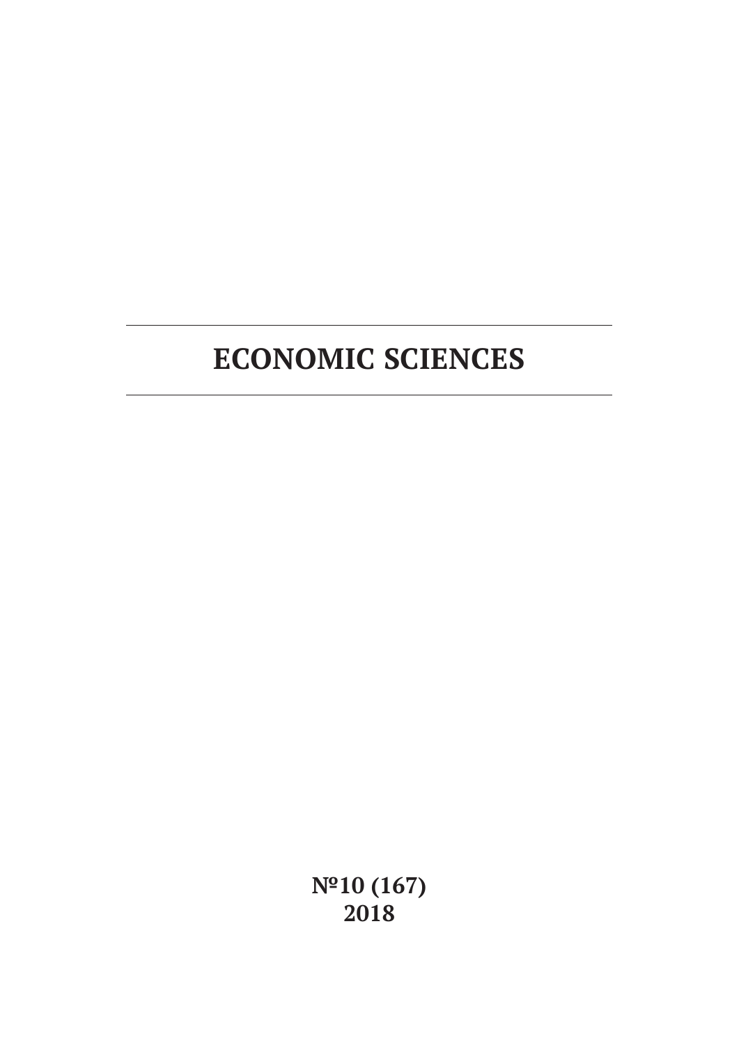# ECONOMIC SCIENCES

**№10 (167)**
**2018**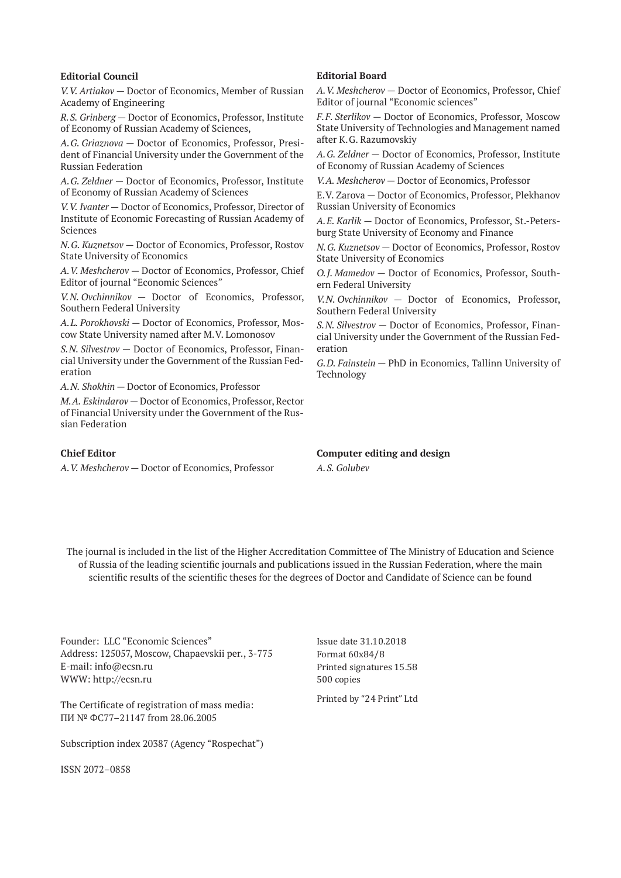## Editorial Council

*V.V. Artiakov* — Doctor of Economics, Member of Russian Academy of Engineering

*R.S. Grinberg* — Doctor of Economics, Professor, Institute of Economy of Russian Academy of Sciences,

*A.G. Griaznova* — Doctor of Economics, Professor, President of Financial University under the Government of the Russian Federation

*A.G. Zeldner* — Doctor of Economics, Professor, Institute of Economy of Russian Academy of Sciences

*V.V. Ivanter* — Doctor of Economics, Professor, Director of Institute of Economic Forecasting of Russian Academy of Sciences

*N.G. Kuznetsov* — Doctor of Economics, Professor, Rostov State University of Economics

*A.V. Meshcherov* — Doctor of Economics, Professor, Chief Editor of journal "Economic Sciences"

*V.N. Ovchinnikov* — Doctor of Economics, Professor, Southern Federal University

*A.L. Porokhovski* — Doctor of Economics, Professor, Moscow State University named after M.V. Lomonosov

*S.N. Silvestrov* — Doctor of Economics, Professor, Financial University under the Government of the Russian Federation

*A.N. Shokhin* — Doctor of Economics, Professor

*M.A. Eskindarov* — Doctor of Economics, Professor, Rector of Financial University under the Government of the Russian Federation

## Editorial Board

*A.V. Meshcherov* — Doctor of Economics, Professor, Chief Editor of journal "Economic sciences"

*F.F. Sterlikov* — Doctor of Economics, Professor, Moscow State University of Technologies and Management named after K.G. Razumovskiy

*A.G. Zeldner* — Doctor of Economics, Professor, Institute of Economy of Russian Academy of Sciences

*V.A. Meshcherov* — Doctor of Economics, Professor

E.V. Zarova — Doctor of Economics, Professor, Plekhanov Russian University of Economics

*A.E. Karlik* — Doctor of Economics, Professor, St.-Petersburg State University of Economy and Finance

*N.G. Kuznetsov* — Doctor of Economics, Professor, Rostov State University of Economics

*O.J. Mamedov* — Doctor of Economics, Professor, Southern Federal University

*V.N. Ovchinnikov* — Doctor of Economics, Professor, Southern Federal University

*S.N. Silvestrov* — Doctor of Economics, Professor, Financial University under the Government of the Russian Federation

*G.D. Fainstein* — PhD in Economics, Tallinn University of Technology

## Chief Editor

*A.V. Meshcherov* — Doctor of Economics, Professor

## Computer editing and design

*A.S. Golubev*

The journal is included in the list of the Higher Accreditation Committee of The Ministry of Education and Science of Russia of the leading scientific journals and publications issued in the Russian Federation, where the main scientific results of the scientific theses for the degrees of Doctor and Candidate of Science can be found

Founder: LLC "Economic Sciences"
Address: 125057, Moscow, Chapaevskii per., 3-775
E-mail: info@ecsn.ru
WWW: http://ecsn.ru

The Certificate of registration of mass media:
ПИ № ФС77–21147 from 28.06.2005

Subscription index 20387 (Agency "Rospechat")

ISSN 2072–0858

Issue date 31.10.2018
Format 60x84/8
Printed signatures 15.58
500 copies

Printed by "24 Print" Ltd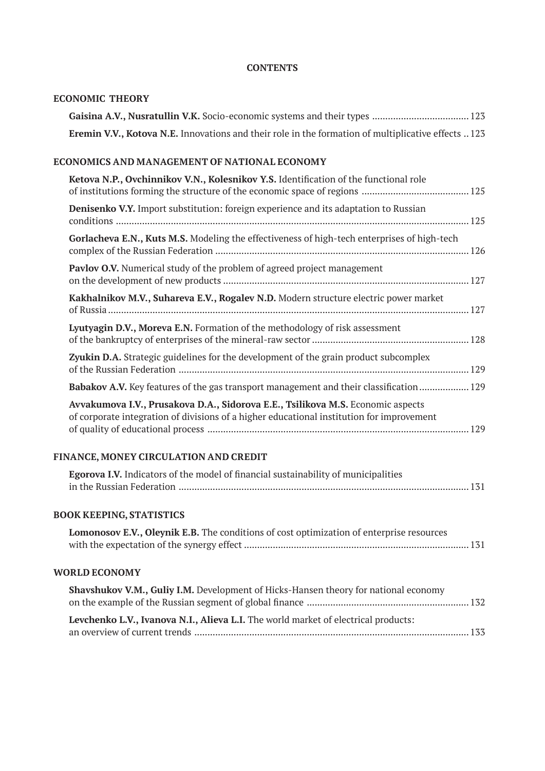# CONTENTS

## ECONOMIC THEORY

**Gaisina A.V., Nusratullin V.K.** Socio-economic systems and their types .................................... 123

**Eremin V.V., Kotova N.E.** Innovations and their role in the formation of multiplicative effects .. 123

## ECONOMICS AND MANAGEMENT OF NATIONAL ECONOMY

**Ketova N.P., Ovchinnikov V.N., Kolesnikov Y.S.** Identification of the functional role of institutions forming the structure of the economic space of regions ........................................ 125

**Denisenko V.Y.** Import substitution: foreign experience and its adaptation to Russian conditions ...................................................................................................................................... 125

**Gorlacheva E.N., Kuts M.S.** Modeling the effectiveness of high-tech enterprises of high-tech complex of the Russian Federation ............................................................................................... 126

**Pavlov O.V.** Numerical study of the problem of agreed project management on the development of new products ............................................................................................ 127

**Kakhalnikov M.V., Suhareva E.V., Rogalev N.D.** Modern structure electric power market of Russia ........................................................................................................................................... 127

**Lyutyagin D.V., Moreva E.N.** Formation of the methodology of risk assessment of the bankruptcy of enterprises of the mineral-raw sector ........................................................... 128

**Zyukin D.A.** Strategic guidelines for the development of the grain product subcomplex of the Russian Federation .............................................................................................................. 129

**Babakov A.V.** Key features of the gas transport management and their classification .................. 129

**Avvakumova I.V., Prusakova D.A., Sidorova E.E., Tsilikova M.S.** Economic aspects of corporate integration of divisions of a higher educational institution for improvement of quality of educational process .................................................................................................. 129

## FINANCE, MONEY CIRCULATION AND CREDIT

**Egorova I.V.** Indicators of the model of financial sustainability of municipalities in the Russian Federation ............................................................................................................. 131

## BOOK KEEPING, STATISTICS

**Lomonosov E.V., Oleynik E.B.** The conditions of cost optimization of enterprise resources with the expectation of the synergy effect ..................................................................................... 131

## WORLD ECONOMY

**Shavshukov V.M., Guliy I.M.** Development of Hicks-Hansen theory for national economy on the example of the Russian segment of global finance ............................................................. 132

**Levchenko L.V., Ivanova N.I., Alieva L.I.** The world market of electrical products: an overview of current trends ........................................................................................................ 133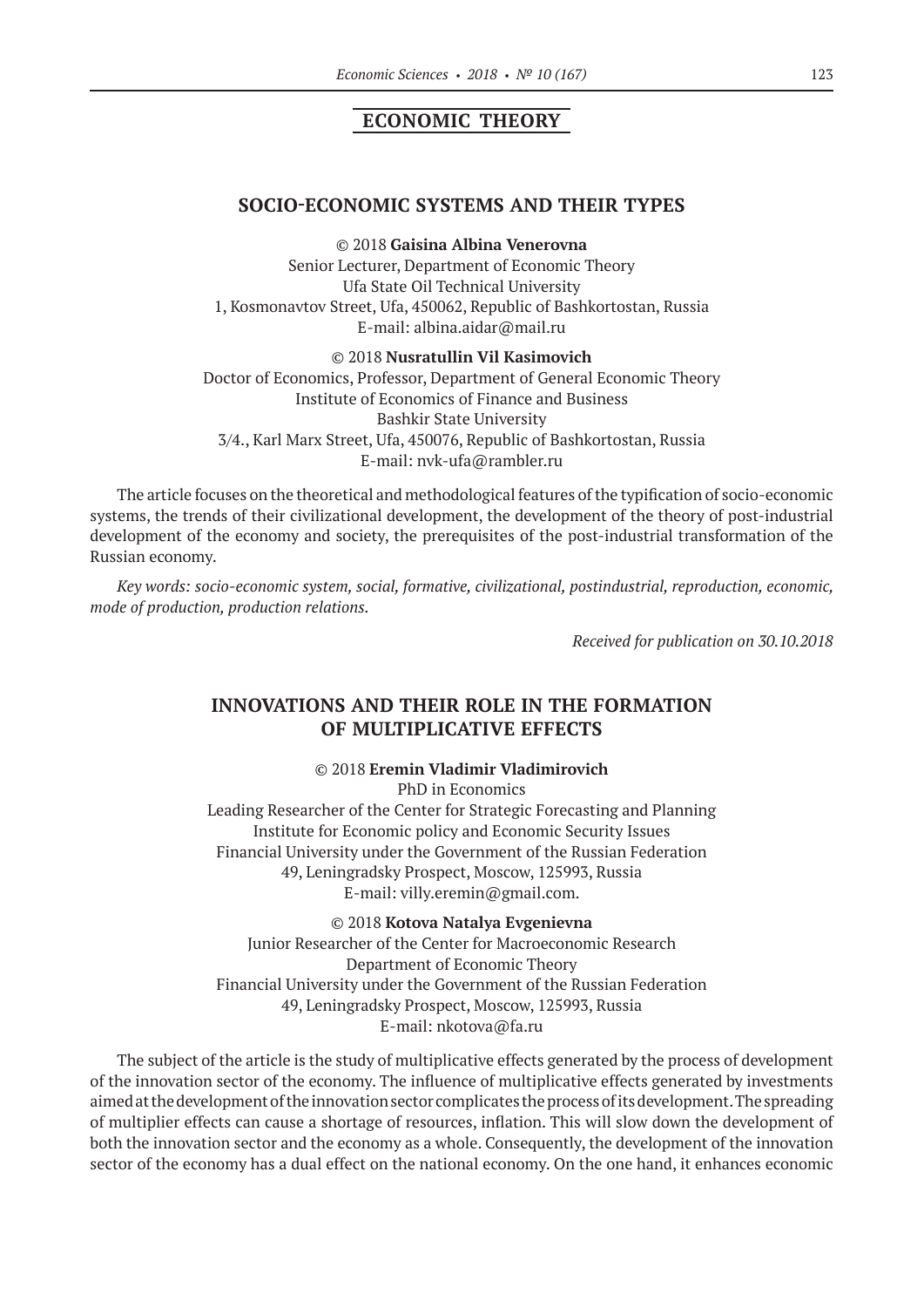## ECONOMIC THEORY

### SOCIO-ECONOMIC SYSTEMS AND THEIR TYPES

© 2018 **Gaisina Albina Venerovna**
Senior Lecturer, Department of Economic Theory
Ufa State Oil Technical University
1, Kosmonavtov Street, Ufa, 450062, Republic of Bashkortostan, Russia
E-mail: albina.aidar@mail.ru

© 2018 **Nusratullin Vil Kasimovich**
Doctor of Economics, Professor, Department of General Economic Theory
Institute of Economics of Finance and Business
Bashkir State University
3/4., Karl Marx Street, Ufa, 450076, Republic of Bashkortostan, Russia
E-mail: nvk-ufa@rambler.ru

The article focuses on the theoretical and methodological features of the typification of socio-economic systems, the trends of their civilizational development, the development of the theory of post-industrial development of the economy and society, the prerequisites of the post-industrial transformation of the Russian economy.

*Key words: socio-economic system, social, formative, civilizational, postindustrial, reproduction, economic, mode of production, production relations.*

*Received for publication on 30.10.2018*

### INNOVATIONS AND THEIR ROLE IN THE FORMATION OF MULTIPLICATIVE EFFECTS

© 2018 **Eremin Vladimir Vladimirovich**
PhD in Economics
Leading Researcher of the Center for Strategic Forecasting and Planning
Institute for Economic policy and Economic Security Issues
Financial University under the Government of the Russian Federation
49, Leningradsky Prospect, Moscow, 125993, Russia
E-mail: villy.eremin@gmail.com.

© 2018 **Kotova Natalya Evgenievna**
Junior Researcher of the Center for Macroeconomic Research
Department of Economic Theory
Financial University under the Government of the Russian Federation
49, Leningradsky Prospect, Moscow, 125993, Russia
E-mail: nkotova@fa.ru

The subject of the article is the study of multiplicative effects generated by the process of development of the innovation sector of the economy. The influence of multiplicative effects generated by investments aimed at the development of the innovation sector complicates the process of its development. The spreading of multiplier effects can cause a shortage of resources, inflation. This will slow down the development of both the innovation sector and the economy as a whole. Consequently, the development of the innovation sector of the economy has a dual effect on the national economy. On the one hand, it enhances economic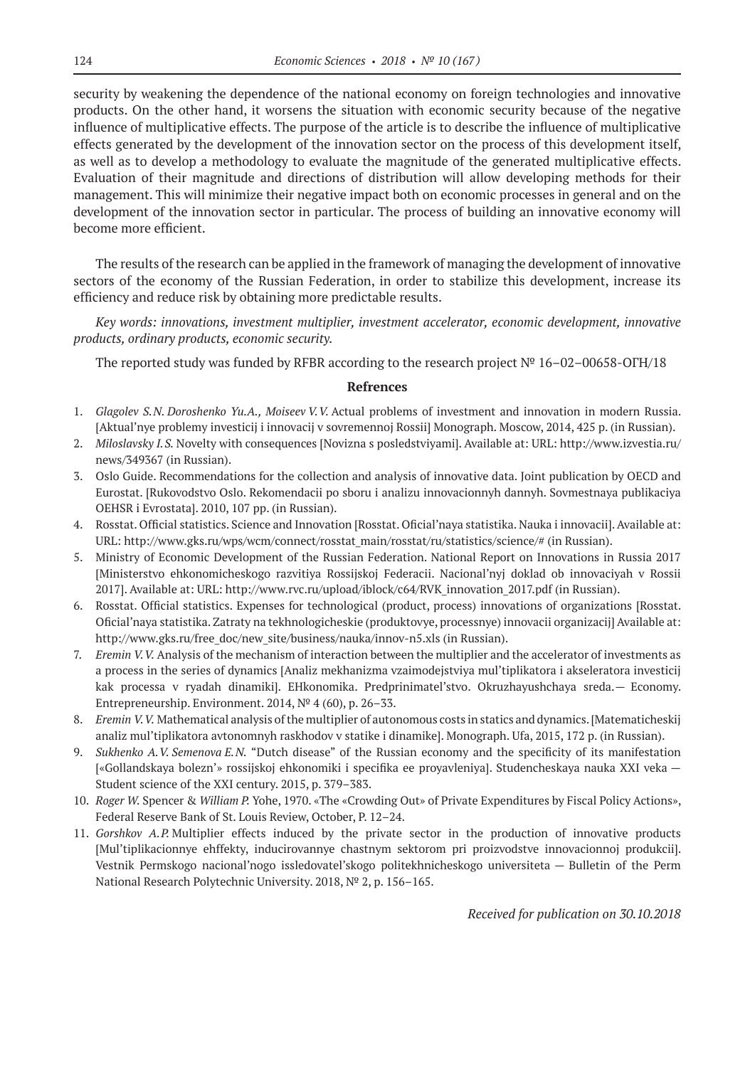security by weakening the dependence of the national economy on foreign technologies and innovative products. On the other hand, it worsens the situation with economic security because of the negative influence of multiplicative effects. The purpose of the article is to describe the influence of multiplicative effects generated by the development of the innovation sector on the process of this development itself, as well as to develop a methodology to evaluate the magnitude of the generated multiplicative effects. Evaluation of their magnitude and directions of distribution will allow developing methods for their management. This will minimize their negative impact both on economic processes in general and on the development of the innovation sector in particular. The process of building an innovative economy will become more efficient.

The results of the research can be applied in the framework of managing the development of innovative sectors of the economy of the Russian Federation, in order to stabilize this development, increase its efficiency and reduce risk by obtaining more predictable results.

*Key words: innovations, investment multiplier, investment accelerator, economic development, innovative products, ordinary products, economic security.*

The reported study was funded by RFBR according to the research project № 16–02–00658-ОГН/18

## Refrences

1. *Glagolev S.N. Doroshenko Yu.A., Moiseev V.V.* Actual problems of investment and innovation in modern Russia. [Aktual'nye problemy investicij i innovacij v sovremennoj Rossii] Monograph. Moscow, 2014, 425 p. (in Russian).
2. *Miloslavsky I.S.* Novelty with consequences [Novizna s posledstviyami]. Available at: URL: http://www.izvestia.ru/news/349367 (in Russian).
3. Oslo Guide. Recommendations for the collection and analysis of innovative data. Joint publication by OECD and Eurostat. [Rukovodstvo Oslo. Rekomendacii po sboru i analizu innovacionnyh dannyh. Sovmestnaya publikaciya OEHSR i Evrostata]. 2010, 107 pp. (in Russian).
4. Rosstat. Official statistics. Science and Innovation [Rosstat. Oficial'naya statistika. Nauka i innovacii]. Available at: URL: http://www.gks.ru/wps/wcm/connect/rosstat_main/rosstat/ru/statistics/science/# (in Russian).
5. Ministry of Economic Development of the Russian Federation. National Report on Innovations in Russia 2017 [Ministerstvo ehkonomicheskogo razvitiya Rossijskoj Federacii. Nacional'nyj doklad ob innovaciyah v Rossii 2017]. Available at: URL: http://www.rvc.ru/upload/iblock/c64/RVK_innovation_2017.pdf (in Russian).
6. Rosstat. Official statistics. Expenses for technological (product, process) innovations of organizations [Rosstat. Oficial'naya statistika. Zatraty na tekhnologicheskie (produktovye, processnye) innovacii organizacij] Available at: http://www.gks.ru/free_doc/new_site/business/nauka/innov-n5.xls (in Russian).
7. *Eremin V.V.* Analysis of the mechanism of interaction between the multiplier and the accelerator of investments as a process in the series of dynamics [Analiz mekhanizma vzaimodejstviya mul'tiplikatora i akseleratora investicij kak processa v ryadah dinamiki]. EHkonomika. Predprinimatel'stvo. Okruzhayushchaya sreda.— Economy. Entrepreneurship. Environment. 2014, № 4 (60), p. 26–33.
8. *Eremin V.V.* Mathematical analysis of the multiplier of autonomous costs in statics and dynamics. [Matematicheskij analiz mul'tiplikatora avtonomnyh raskhodov v statike i dinamike]. Monograph. Ufa, 2015, 172 p. (in Russian).
9. *Sukhenko A.V. Semenova E.N.* "Dutch disease" of the Russian economy and the specificity of its manifestation [«Gollandskaya bolezn'» rossijskoj ehkonomiki i specifika ee proyavleniya]. Studencheskaya nauka XXI veka — Student science of the XXI century. 2015, p. 379–383.
10. *Roger W.* Spencer & *William P.* Yohe, 1970. «The «Crowding Out» of Private Expenditures by Fiscal Policy Actions», Federal Reserve Bank of St. Louis Review, October, P. 12–24.
11. *Gorshkov A.P.* Multiplier effects induced by the private sector in the production of innovative products [Mul'tiplikacionnye ehffekty, inducirovannye chastnym sektorom pri proizvodstve innovacionnoj produkcii]. Vestnik Permskogo nacional'nogo issledovatel'skogo politekhnicheskogo universiteta — Bulletin of the Perm National Research Polytechnic University. 2018, № 2, p. 156–165.

*Received for publication on 30.10.2018*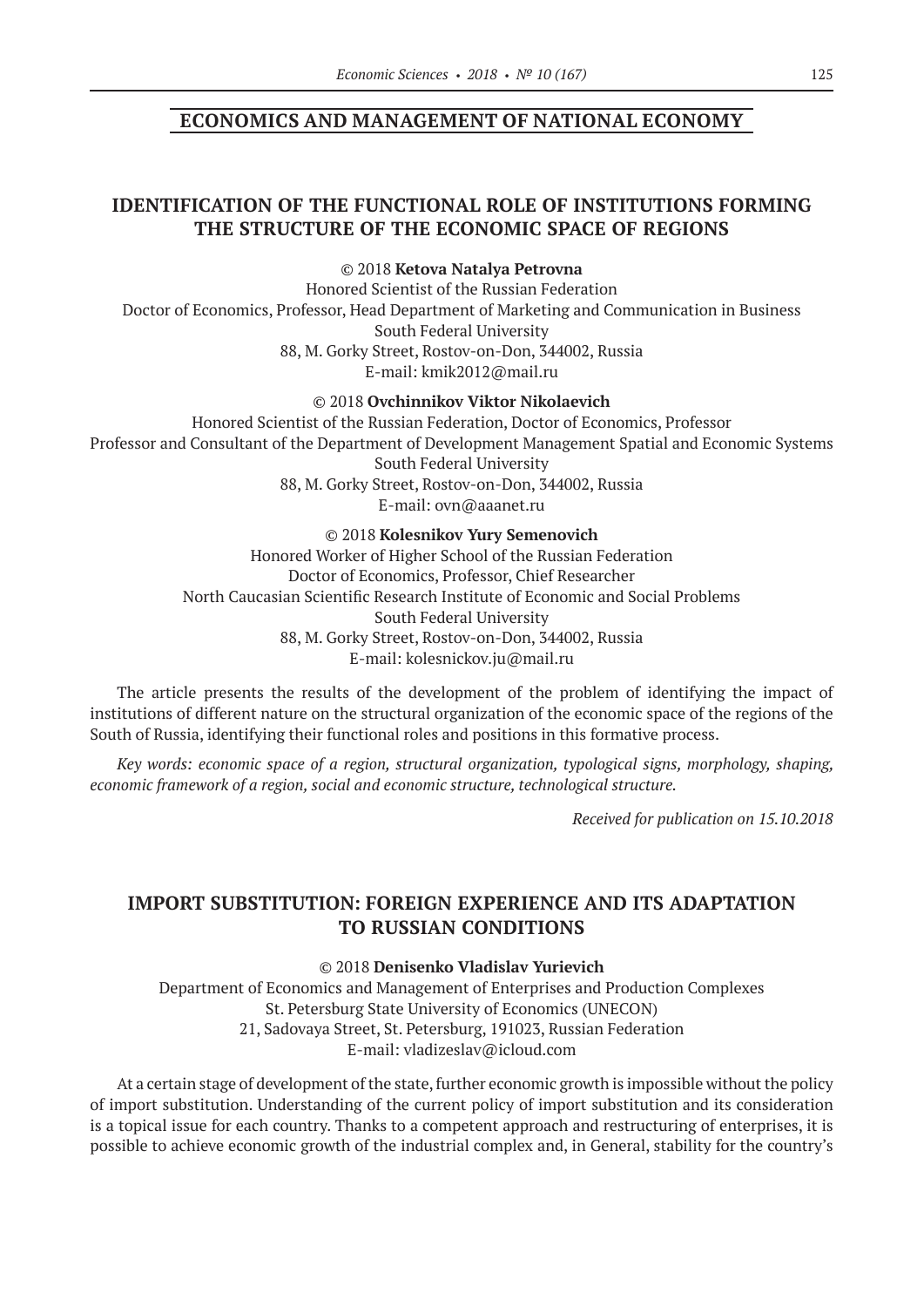## ECONOMICS AND MANAGEMENT OF NATIONAL ECONOMY

### IDENTIFICATION OF THE FUNCTIONAL ROLE OF INSTITUTIONS FORMING THE STRUCTURE OF THE ECONOMIC SPACE OF REGIONS

© 2018 **Ketova Natalya Petrovna**
Honored Scientist of the Russian Federation
Doctor of Economics, Professor, Head Department of Marketing and Communication in Business
South Federal University
88, M. Gorky Street, Rostov-on-Don, 344002, Russia
E-mail: kmik2012@mail.ru

© 2018 **Ovchinnikov Viktor Nikolaevich**
Honored Scientist of the Russian Federation, Doctor of Economics, Professor
Professor and Consultant of the Department of Development Management Spatial and Economic Systems
South Federal University
88, M. Gorky Street, Rostov-on-Don, 344002, Russia
E-mail: ovn@aaanet.ru

© 2018 **Kolesnikov Yury Semenovich**
Honored Worker of Higher School of the Russian Federation
Doctor of Economics, Professor, Chief Researcher
North Caucasian Scientific Research Institute of Economic and Social Problems
South Federal University
88, M. Gorky Street, Rostov-on-Don, 344002, Russia
E-mail: kolesnickov.ju@mail.ru

The article presents the results of the development of the problem of identifying the impact of institutions of different nature on the structural organization of the economic space of the regions of the South of Russia, identifying their functional roles and positions in this formative process.

*Key words: economic space of a region, structural organization, typological signs, morphology, shaping, economic framework of a region, social and economic structure, technological structure.*

*Received for publication on 15.10.2018*

### IMPORT SUBSTITUTION: FOREIGN EXPERIENCE AND ITS ADAPTATION TO RUSSIAN CONDITIONS

© 2018 **Denisenko Vladislav Yurievich**
Department of Economics and Management of Enterprises and Production Complexes
St. Petersburg State University of Economics (UNECON)
21, Sadovaya Street, St. Petersburg, 191023, Russian Federation
E-mail: vladizeslav@icloud.com

At a certain stage of development of the state, further economic growth is impossible without the policy of import substitution. Understanding of the current policy of import substitution and its consideration is a topical issue for each country. Thanks to a competent approach and restructuring of enterprises, it is possible to achieve economic growth of the industrial complex and, in General, stability for the country's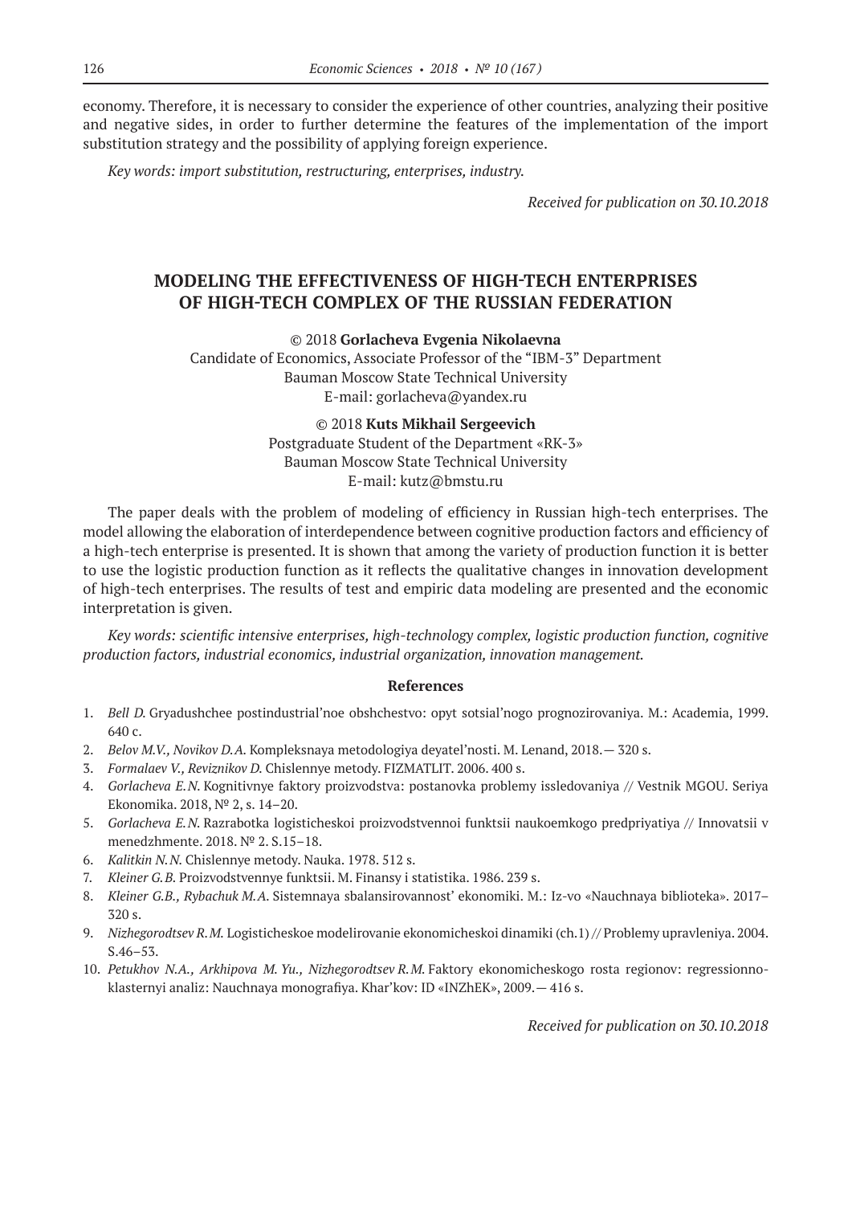economy. Therefore, it is necessary to consider the experience of other countries, analyzing their positive and negative sides, in order to further determine the features of the implementation of the import substitution strategy and the possibility of applying foreign experience.

*Key words: import substitution, restructuring, enterprises, industry.*

*Received for publication on 30.10.2018*

## MODELING THE EFFECTIVENESS OF HIGH-TECH ENTERPRISES OF HIGH-TECH COMPLEX OF THE RUSSIAN FEDERATION

© 2018 **Gorlacheva Evgenia Nikolaevna**
Candidate of Economics, Associate Professor of the "IBM-3" Department
Bauman Moscow State Technical University
E-mail: gorlacheva@yandex.ru

© 2018 **Kuts Mikhail Sergeevich**
Postgraduate Student of the Department «RK-3»
Bauman Moscow State Technical University
E-mail: kutz@bmstu.ru

The paper deals with the problem of modeling of efficiency in Russian high-tech enterprises. The model allowing the elaboration of interdependence between cognitive production factors and efficiency of a high-tech enterprise is presented. It is shown that among the variety of production function it is better to use the logistic production function as it reflects the qualitative changes in innovation development of high-tech enterprises. The results of test and empiric data modeling are presented and the economic interpretation is given.

*Key words: scientific intensive enterprises, high-technology complex, logistic production function, cognitive production factors, industrial economics, industrial organization, innovation management.*

### References

1. *Bell D.* Gryadushchee postindustrial'noe obshchestvo: opyt sotsial'nogo prognozirovaniya. M.: Academia, 1999. 640 c.
2. *Belov M.V., Novikov D.A.* Kompleksnaya metodologiya deyatel'nosti. M. Lenand, 2018.— 320 s.
3. *Formalaev V., Reviznikov D.* Chislennye metody. FIZMATLIT. 2006. 400 s.
4. *Gorlacheva E.N.* Kognitivnye faktory proizvodstva: postanovka problemy issledovaniya // Vestnik MGOU. Seriya Ekonomika. 2018, № 2, s. 14–20.
5. *Gorlacheva E.N.* Razrabotka logisticheskoi proizvodstvennoi funktsii naukoemkogo predpriyatiya // Innovatsii v menedzhmente. 2018. № 2. S.15–18.
6. *Kalitkin N.N.* Chislennye metody. Nauka. 1978. 512 s.
7. *Kleiner G.B.* Proizvodstvennye funktsii. M. Finansy i statistika. 1986. 239 s.
8. *Kleiner G.B., Rybachuk M.A.* Sistemnaya sbalansirovannost' ekonomiki. M.: Iz-vo «Nauchnaya biblioteka». 2017– 320 s.
9. *Nizhegorodtsev R.M.* Logisticheskoe modelirovanie ekonomicheskoi dinamiki (ch.1) // Problemy upravleniya. 2004. S.46–53.
10. *Petukhov N.A., Arkhipova M. Yu., Nizhegorodtsev R.M.* Faktory ekonomicheskogo rosta regionov: regressionno-klasternyi analiz: Nauchnaya monografiya. Khar'kov: ID «INZhEK», 2009.— 416 s.

*Received for publication on 30.10.2018*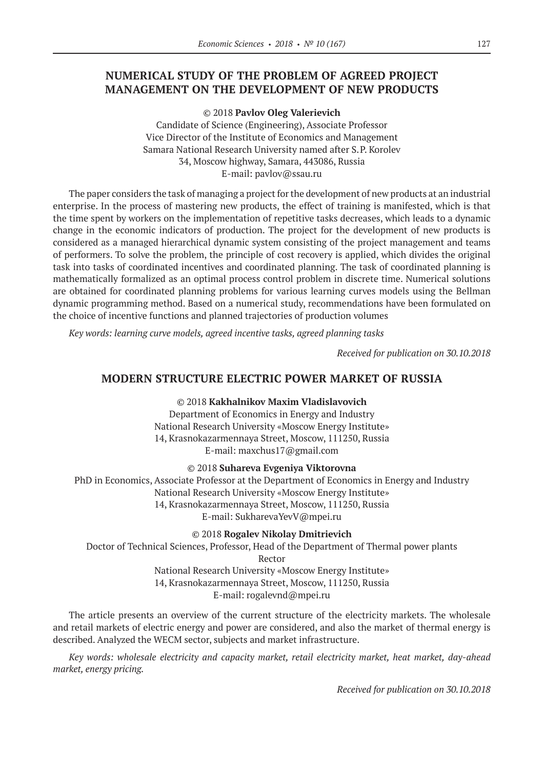## NUMERICAL STUDY OF THE PROBLEM OF AGREED PROJECT MANAGEMENT ON THE DEVELOPMENT OF NEW PRODUCTS

© 2018 **Pavlov Oleg Valerievich**
Candidate of Science (Engineering), Associate Professor
Vice Director of the Institute of Economics and Management
Samara National Research University named after S. P. Korolev
34, Moscow highway, Samara, 443086, Russia
E-mail: pavlov@ssau.ru

The paper considers the task of managing a project for the development of new products at an industrial enterprise. In the process of mastering new products, the effect of training is manifested, which is that the time spent by workers on the implementation of repetitive tasks decreases, which leads to a dynamic change in the economic indicators of production. The project for the development of new products is considered as a managed hierarchical dynamic system consisting of the project management and teams of performers. To solve the problem, the principle of cost recovery is applied, which divides the original task into tasks of coordinated incentives and coordinated planning. The task of coordinated planning is mathematically formalized as an optimal process control problem in discrete time. Numerical solutions are obtained for coordinated planning problems for various learning curves models using the Bellman dynamic programming method. Based on a numerical study, recommendations have been formulated on the choice of incentive functions and planned trajectories of production volumes

*Key words: learning curve models, agreed incentive tasks, agreed planning tasks*

*Received for publication on 30.10.2018*

## MODERN STRUCTURE ELECTRIC POWER MARKET OF RUSSIA

© 2018 **Kakhalnikov Maxim Vladislavovich**
Department of Economics in Energy and Industry
National Research University «Moscow Energy Institute»
14, Krasnokazarmennaya Street, Moscow, 111250, Russia
E-mail: maxchus17@gmail.com

© 2018 **Suhareva Evgeniya Viktorovna**
PhD in Economics, Associate Professor at the Department of Economics in Energy and Industry
National Research University «Moscow Energy Institute»
14, Krasnokazarmennaya Street, Moscow, 111250, Russia
E-mail: SukharevaYevV@mpei.ru

© 2018 **Rogalev Nikolay Dmitrievich**
Doctor of Technical Sciences, Professor, Head of the Department of Thermal power plants
Rector
National Research University «Moscow Energy Institute»
14, Krasnokazarmennaya Street, Moscow, 111250, Russia
E-mail: rogalevnd@mpei.ru

The article presents an overview of the current structure of the electricity markets. The wholesale and retail markets of electric energy and power are considered, and also the market of thermal energy is described. Analyzed the WECM sector, subjects and market infrastructure.

*Key words: wholesale electricity and capacity market, retail electricity market, heat market, day-ahead market, energy pricing.*

*Received for publication on 30.10.2018*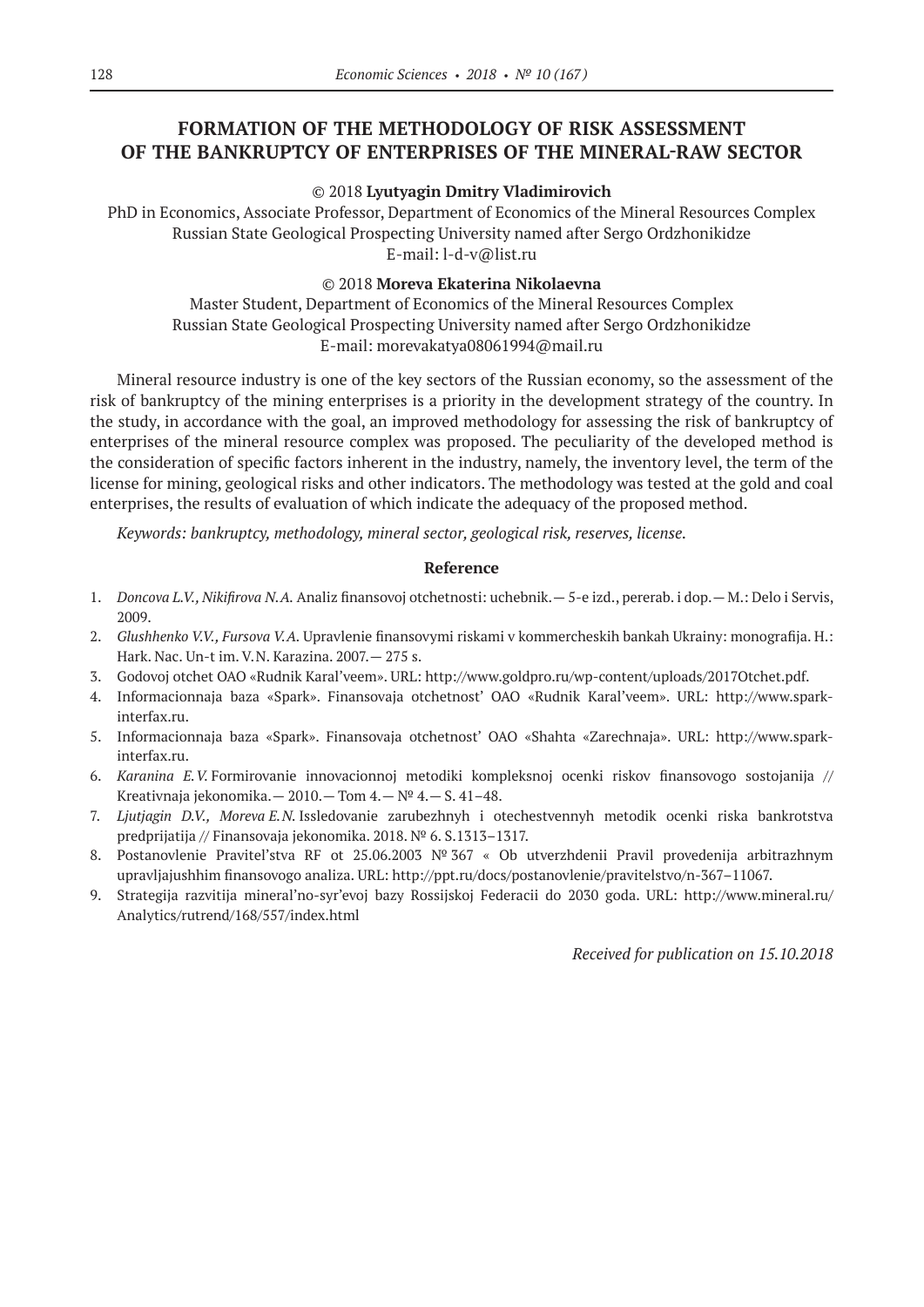# FORMATION OF THE METHODOLOGY OF RISK ASSESSMENT OF THE BANKRUPTCY OF ENTERPRISES OF THE MINERAL-RAW SECTOR

© 2018 **Lyutyagin Dmitry Vladimirovich**

PhD in Economics, Associate Professor, Department of Economics of the Mineral Resources Complex
Russian State Geological Prospecting University named after Sergo Ordzhonikidze
E-mail: l-d-v@list.ru

© 2018 **Moreva Ekaterina Nikolaevna**

Master Student, Department of Economics of the Mineral Resources Complex
Russian State Geological Prospecting University named after Sergo Ordzhonikidze
E-mail: morevakatya08061994@mail.ru

Mineral resource industry is one of the key sectors of the Russian economy, so the assessment of the risk of bankruptcy of the mining enterprises is a priority in the development strategy of the country. In the study, in accordance with the goal, an improved methodology for assessing the risk of bankruptcy of enterprises of the mineral resource complex was proposed. The peculiarity of the developed method is the consideration of specific factors inherent in the industry, namely, the inventory level, the term of the license for mining, geological risks and other indicators. The methodology was tested at the gold and coal enterprises, the results of evaluation of which indicate the adequacy of the proposed method.

*Keywords: bankruptcy, methodology, mineral sector, geological risk, reserves, license.*

### Reference

1. *Doncova L.V., Nikifirova N.A.* Analiz finansovoj otchetnosti: uchebnik.— 5-e izd., pererab. i dop.— M.: Delo i Servis, 2009.
2. *Glushhenko V.V., Fursova V.A.* Upravlenie finansovymi riskami v kommercheskih bankah Ukrainy: monografija. H.: Hark. Nac. Un-t im. V.N. Karazina. 2007.— 275 s.
3. Godovoj otchet OAO «Rudnik Karal'veem». URL: http://www.goldpro.ru/wp-content/uploads/2017Otchet.pdf.
4. Informacionnaja baza «Spark». Finansovaja otchetnost' OAO «Rudnik Karal'veem». URL: http://www.spark-interfax.ru.
5. Informacionnaja baza «Spark». Finansovaja otchetnost' OAO «Shahta «Zarechnaja». URL: http://www.spark-interfax.ru.
6. *Karanina E.V.* Formirovanie innovacionnoj metodiki kompleksnoj ocenki riskov finansovogo sostojanija // Kreativnaja jekonomika.— 2010.— Tom 4.— № 4.— S. 41–48.
7. *Ljutjagin D.V., Moreva E.N.* Issledovanie zarubezhnyh i otechestvennyh metodik ocenki riska bankrotstva predprijatija // Finansovaja jekonomika. 2018. № 6. S.1313–1317.
8. Postanovlenie Pravitel'stva RF ot 25.06.2003 № 367 « Ob utverzhdenii Pravil provedenija arbitrazhnym upravljajushhim finansovogo analiza. URL: http://ppt.ru/docs/postanovlenie/pravitelstvo/n-367–11067.
9. Strategija razvitija mineral'no-syr'evoj bazy Rossijskoj Federacii do 2030 goda. URL: http://www.mineral.ru/Analytics/rutrend/168/557/index.html

*Received for publication on 15.10.2018*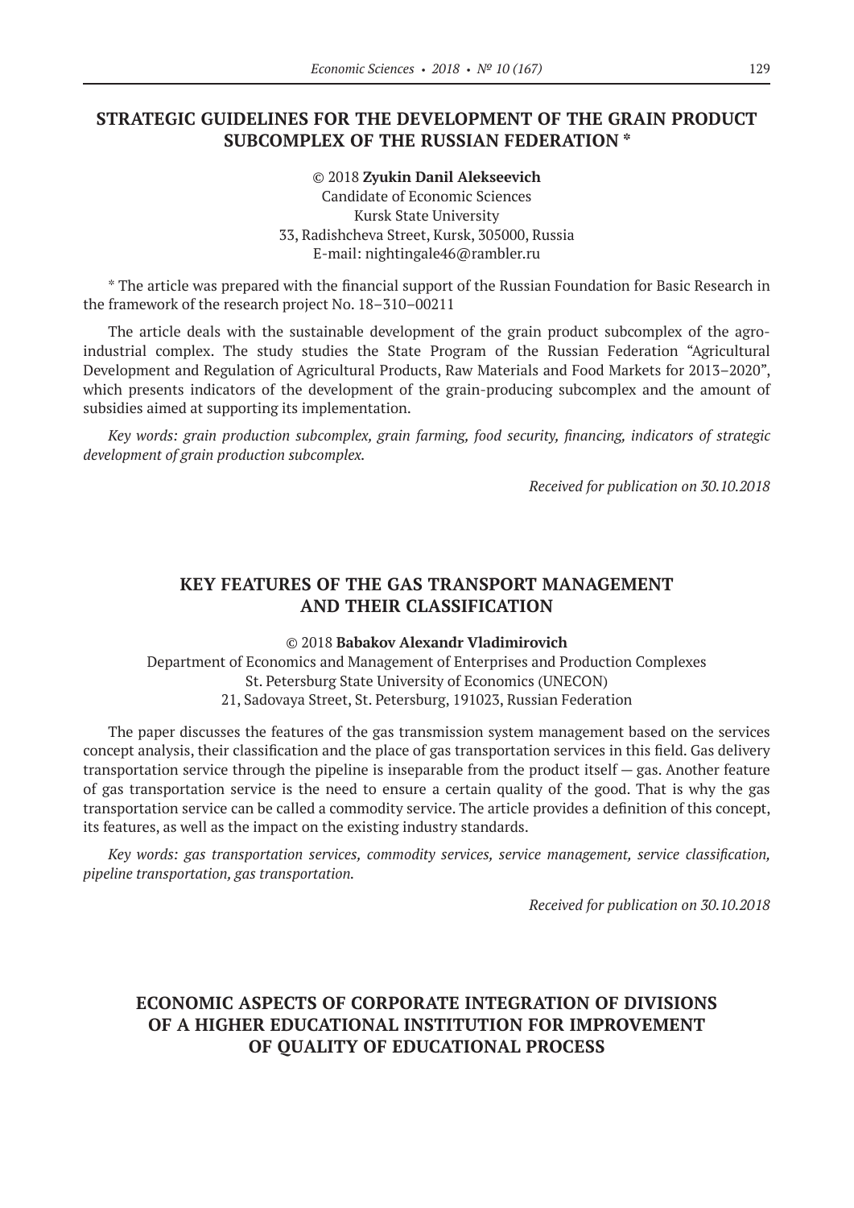## STRATEGIC GUIDELINES FOR THE DEVELOPMENT OF THE GRAIN PRODUCT SUBCOMPLEX OF THE RUSSIAN FEDERATION *

© 2018 **Zyukin Danil Alekseevich**
Candidate of Economic Sciences
Kursk State University
33, Radishcheva Street, Kursk, 305000, Russia
E-mail: nightingale46@rambler.ru

\* The article was prepared with the financial support of the Russian Foundation for Basic Research in the framework of the research project No. 18–310–00211

The article deals with the sustainable development of the grain product subcomplex of the agro-industrial complex. The study studies the State Program of the Russian Federation "Agricultural Development and Regulation of Agricultural Products, Raw Materials and Food Markets for 2013–2020", which presents indicators of the development of the grain-producing subcomplex and the amount of subsidies aimed at supporting its implementation.

*Key words: grain production subcomplex, grain farming, food security, financing, indicators of strategic development of grain production subcomplex.*

*Received for publication on 30.10.2018*

## KEY FEATURES OF THE GAS TRANSPORT MANAGEMENT AND THEIR CLASSIFICATION

© 2018 **Babakov Alexandr Vladimirovich**
Department of Economics and Management of Enterprises and Production Complexes
St. Petersburg State University of Economics (UNECON)
21, Sadovaya Street, St. Petersburg, 191023, Russian Federation

The paper discusses the features of the gas transmission system management based on the services concept analysis, their classification and the place of gas transportation services in this field. Gas delivery transportation service through the pipeline is inseparable from the product itself — gas. Another feature of gas transportation service is the need to ensure a certain quality of the good. That is why the gas transportation service can be called a commodity service. The article provides a definition of this concept, its features, as well as the impact on the existing industry standards.

*Key words: gas transportation services, commodity services, service management, service classification, pipeline transportation, gas transportation.*

*Received for publication on 30.10.2018*

## ECONOMIC ASPECTS OF CORPORATE INTEGRATION OF DIVISIONS OF A HIGHER EDUCATIONAL INSTITUTION FOR IMPROVEMENT OF QUALITY OF EDUCATIONAL PROCESS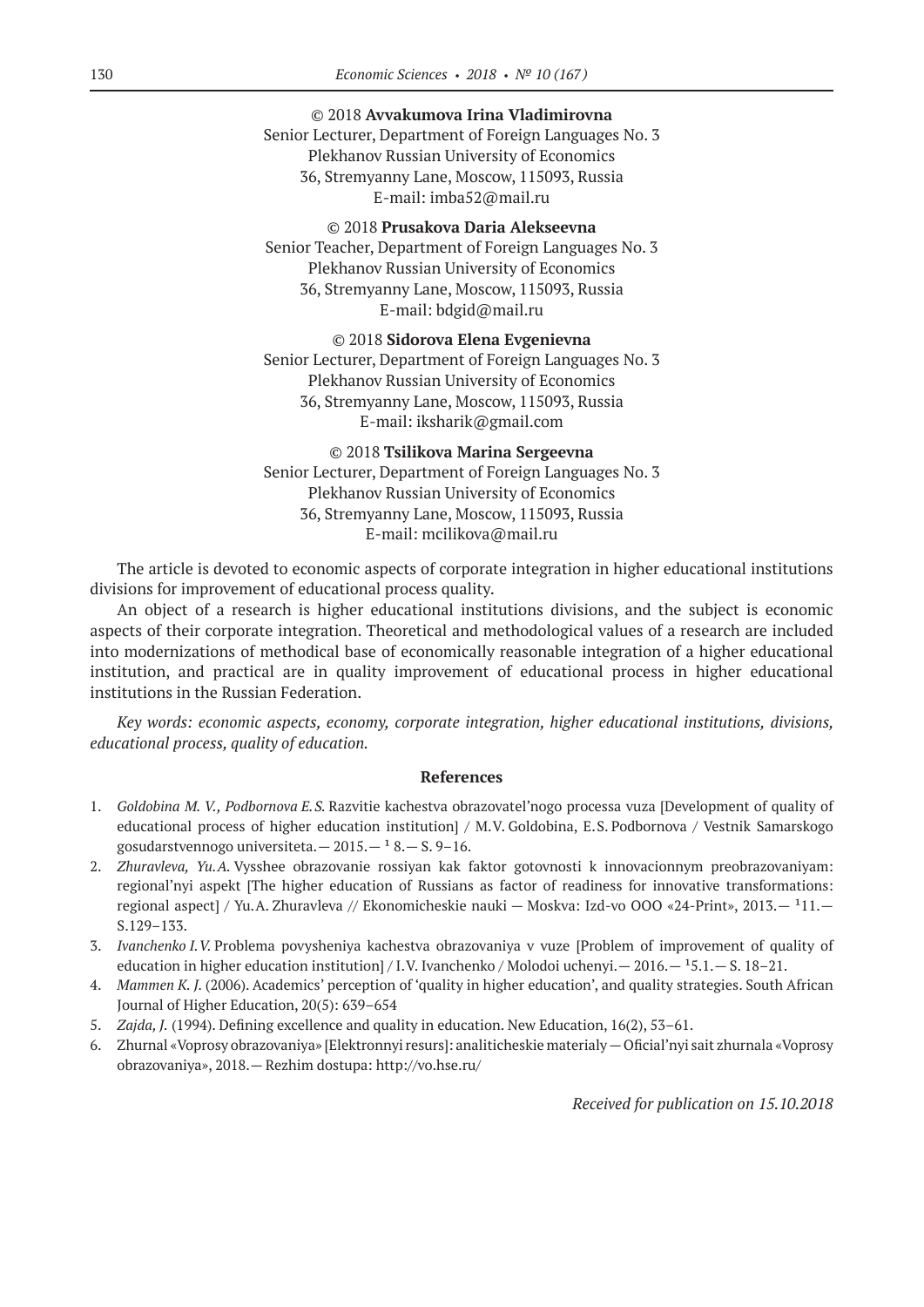© 2018 **Avvakumova Irina Vladimirovna**
Senior Lecturer, Department of Foreign Languages No. 3
Plekhanov Russian University of Economics
36, Stremyanny Lane, Moscow, 115093, Russia
E-mail: imba52@mail.ru

© 2018 **Prusakova Daria Alekseevna**
Senior Teacher, Department of Foreign Languages No. 3
Plekhanov Russian University of Economics
36, Stremyanny Lane, Moscow, 115093, Russia
E-mail: bdgid@mail.ru

© 2018 **Sidorova Elena Evgenievna**
Senior Lecturer, Department of Foreign Languages No. 3
Plekhanov Russian University of Economics
36, Stremyanny Lane, Moscow, 115093, Russia
E-mail: iksharik@gmail.com

© 2018 **Tsilikova Marina Sergeevna**
Senior Lecturer, Department of Foreign Languages No. 3
Plekhanov Russian University of Economics
36, Stremyanny Lane, Moscow, 115093, Russia
E-mail: mcilikova@mail.ru

The article is devoted to economic aspects of corporate integration in higher educational institutions divisions for improvement of educational process quality.

An object of a research is higher educational institutions divisions, and the subject is economic aspects of their corporate integration. Theoretical and methodological values of a research are included into modernizations of methodical base of economically reasonable integration of a higher educational institution, and practical are in quality improvement of educational process in higher educational institutions in the Russian Federation.

*Key words: economic aspects, economy, corporate integration, higher educational institutions, divisions, educational process, quality of education.*

### References

1. *Goldobina M. V., Podbornova E. S.* Razvitie kachestva obrazovatel'nogo processa vuza [Development of quality of educational process of higher education institution] / M.V. Goldobina, E.S. Podbornova / Vestnik Samarskogo gosudarstvennogo universiteta.— 2015.— ¹ 8.— S. 9–16.
2. *Zhuravleva, Yu.A.* Vysshee obrazovanie rossiyan kak faktor gotovnosti k innovacionnym preobrazovaniyam: regional'nyi aspekt [The higher education of Russians as factor of readiness for innovative transformations: regional aspect] / Yu.A. Zhuravleva // Ekonomicheskie nauki — Moskva: Izd-vo OOO «24-Print», 2013.— ¹11.— S.129–133.
3. *Ivanchenko I.V.* Problema povysheniya kachestva obrazovaniya v vuze [Problem of improvement of quality of education in higher education institution] / I.V. Ivanchenko / Molodoi uchenyi.— 2016.— ¹5.1.— S. 18–21.
4. *Mammen K. J.* (2006). Academics' perception of 'quality in higher education', and quality strategies. South African Journal of Higher Education, 20(5): 639–654
5. *Zajda, J.* (1994). Defining excellence and quality in education. New Education, 16(2), 53–61.
6. Zhurnal «Voprosy obrazovaniya» [Elektronnyi resurs]: analiticheskie materialy — Oficial'nyi sait zhurnala «Voprosy obrazovaniya», 2018.— Rezhim dostupa: http://vo.hse.ru/

*Received for publication on 15.10.2018*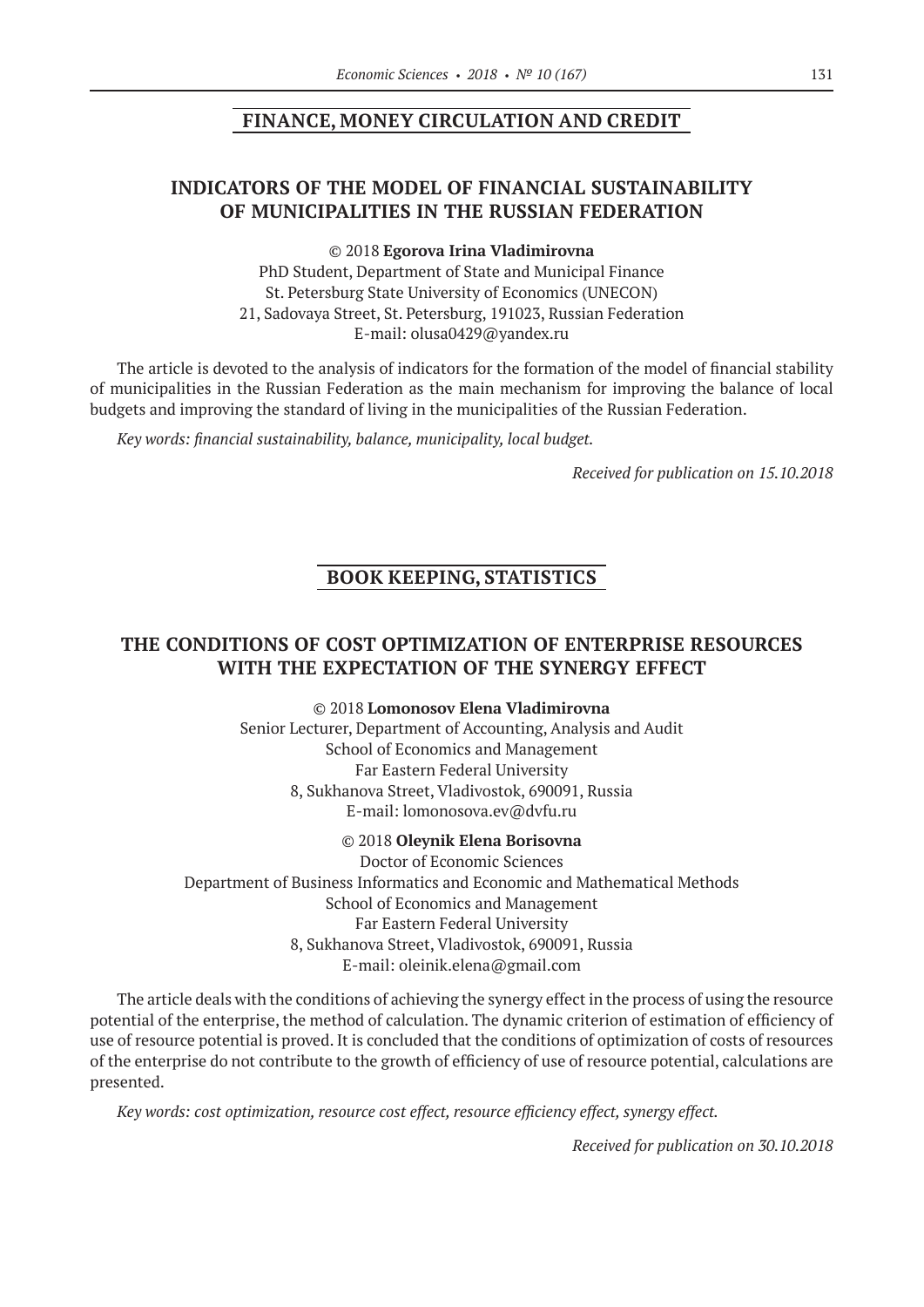## FINANCE, MONEY CIRCULATION AND CREDIT

### INDICATORS OF THE MODEL OF FINANCIAL SUSTAINABILITY OF MUNICIPALITIES IN THE RUSSIAN FEDERATION

© 2018 **Egorova Irina Vladimirovna**
PhD Student, Department of State and Municipal Finance
St. Petersburg State University of Economics (UNECON)
21, Sadovaya Street, St. Petersburg, 191023, Russian Federation
E-mail: olusa0429@yandex.ru

The article is devoted to the analysis of indicators for the formation of the model of financial stability of municipalities in the Russian Federation as the main mechanism for improving the balance of local budgets and improving the standard of living in the municipalities of the Russian Federation.

*Key words: financial sustainability, balance, municipality, local budget.*

*Received for publication on 15.10.2018*

## BOOK KEEPING, STATISTICS

### THE CONDITIONS OF COST OPTIMIZATION OF ENTERPRISE RESOURCES WITH THE EXPECTATION OF THE SYNERGY EFFECT

© 2018 **Lomonosov Elena Vladimirovna**
Senior Lecturer, Department of Accounting, Analysis and Audit
School of Economics and Management
Far Eastern Federal University
8, Sukhanova Street, Vladivostok, 690091, Russia
E-mail: lomonosova.ev@dvfu.ru

© 2018 **Oleynik Elena Borisovna**
Doctor of Economic Sciences
Department of Business Informatics and Economic and Mathematical Methods
School of Economics and Management
Far Eastern Federal University
8, Sukhanova Street, Vladivostok, 690091, Russia
E-mail: oleinik.elena@gmail.com

The article deals with the conditions of achieving the synergy effect in the process of using the resource potential of the enterprise, the method of calculation. The dynamic criterion of estimation of efficiency of use of resource potential is proved. It is concluded that the conditions of optimization of costs of resources of the enterprise do not contribute to the growth of efficiency of use of resource potential, calculations are presented.

*Key words: cost optimization, resource cost effect, resource efficiency effect, synergy effect.*

*Received for publication on 30.10.2018*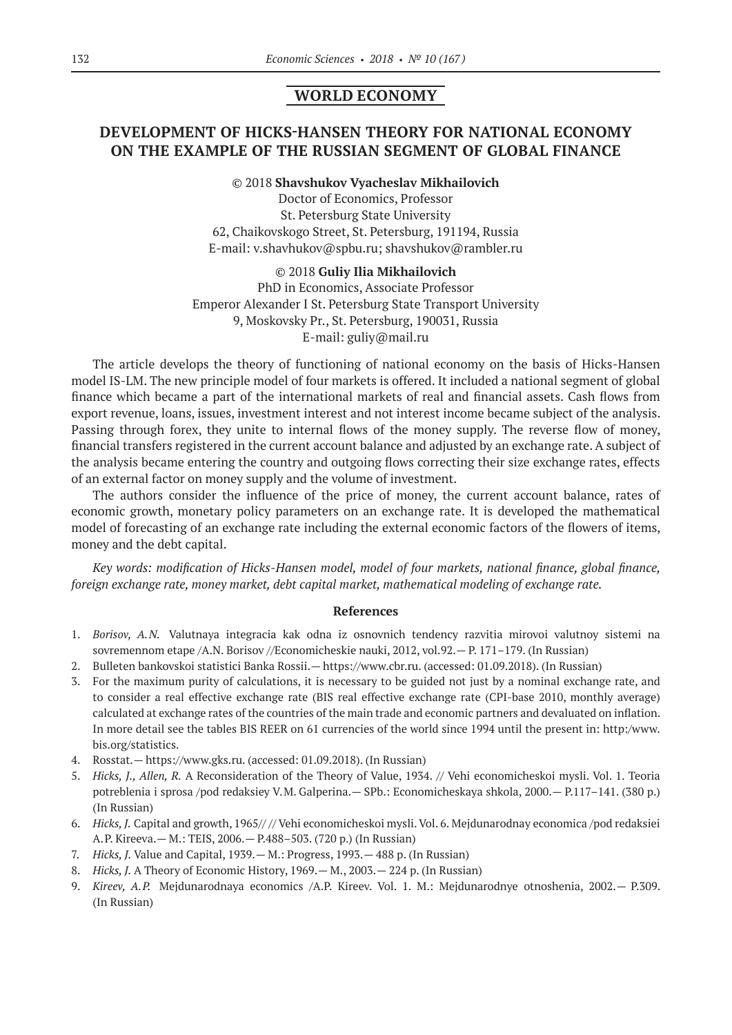## WORLD ECONOMY

# DEVELOPMENT OF HICKS-HANSEN THEORY FOR NATIONAL ECONOMY ON THE EXAMPLE OF THE RUSSIAN SEGMENT OF GLOBAL FINANCE

© 2018 **Shavshukov Vyacheslav Mikhailovich**
Doctor of Economics, Professor
St. Petersburg State University
62, Chaikovskogo Street, St. Petersburg, 191194, Russia
E-mail: v.shavhukov@spbu.ru; shavshukov@rambler.ru

© 2018 **Guliy Ilia Mikhailovich**
PhD in Economics, Associate Professor
Emperor Alexander I St. Petersburg State Transport University
9, Moskovsky Pr., St. Petersburg, 190031, Russia
E-mail: guliy@mail.ru

The article develops the theory of functioning of national economy on the basis of Hicks-Hansen model IS-LM. The new principle model of four markets is offered. It included a national segment of global finance which became a part of the international markets of real and financial assets. Cash flows from export revenue, loans, issues, investment interest and not interest income became subject of the analysis. Passing through forex, they unite to internal flows of the money supply. The reverse flow of money, financial transfers registered in the current account balance and adjusted by an exchange rate. A subject of the analysis became entering the country and outgoing flows correcting their size exchange rates, effects of an external factor on money supply and the volume of investment.

The authors consider the influence of the price of money, the current account balance, rates of economic growth, monetary policy parameters on an exchange rate. It is developed the mathematical model of forecasting of an exchange rate including the external economic factors of the flowers of items, money and the debt capital.

*Key words: modification of Hicks-Hansen model, model of four markets, national finance, global finance, foreign exchange rate, money market, debt capital market, mathematical modeling of exchange rate.*

### References

1. *Borisov, A.N.* Valutnaya integracia kak odna iz osnovnich tendency razvitia mirovoi valutnoy sistemi na sovremennom etape /A.N. Borisov //Economicheskie nauki, 2012, vol.92.— P. 171–179. (In Russian)
2. Bulleten bankovskoi statistici Banka Rossii.— https://www.cbr.ru. (accessed: 01.09.2018). (In Russian)
3. For the maximum purity of calculations, it is necessary to be guided not just by a nominal exchange rate, and to consider a real effective exchange rate (BIS real effective exchange rate (CPI-base 2010, monthly average) calculated at exchange rates of the countries of the main trade and economic partners and devaluated on inflation. In more detail see the tables BIS REER on 61 currencies of the world since 1994 until the present in: http:/www.bis.org/statistics.
4. Rosstat.— https://www.gks.ru. (accessed: 01.09.2018). (In Russian)
5. *Hicks, J., Allen, R.* A Reconsideration of the Theory of Value, 1934. // Vehi economicheskoi mysli. Vol. 1. Teoria potreblenia i sprosa /pod redaksiey V.M. Galperina.— SPb.: Economicheskaya shkola, 2000.— P.117–141. (380 p.) (In Russian)
6. *Hicks, J.* Capital and growth, 1965// // Vehi economicheskoi mysli. Vol. 6. Mejdunarodnay economica /pod redaksiei A.P. Kireeva.— M.: TEIS, 2006.— P.488–503. (720 p.) (In Russian)
7. *Hicks, J.* Value and Capital, 1939.— M.: Progress, 1993.— 488 p. (In Russian)
8. *Hicks, J.* A Theory of Economic History, 1969.— M., 2003.— 224 p. (In Russian)
9. *Kireev, A.P.* Mejdunarodnaya economics /A.P. Kireev. Vol. 1. M.: Mejdunarodnye otnoshenia, 2002.— P.309. (In Russian)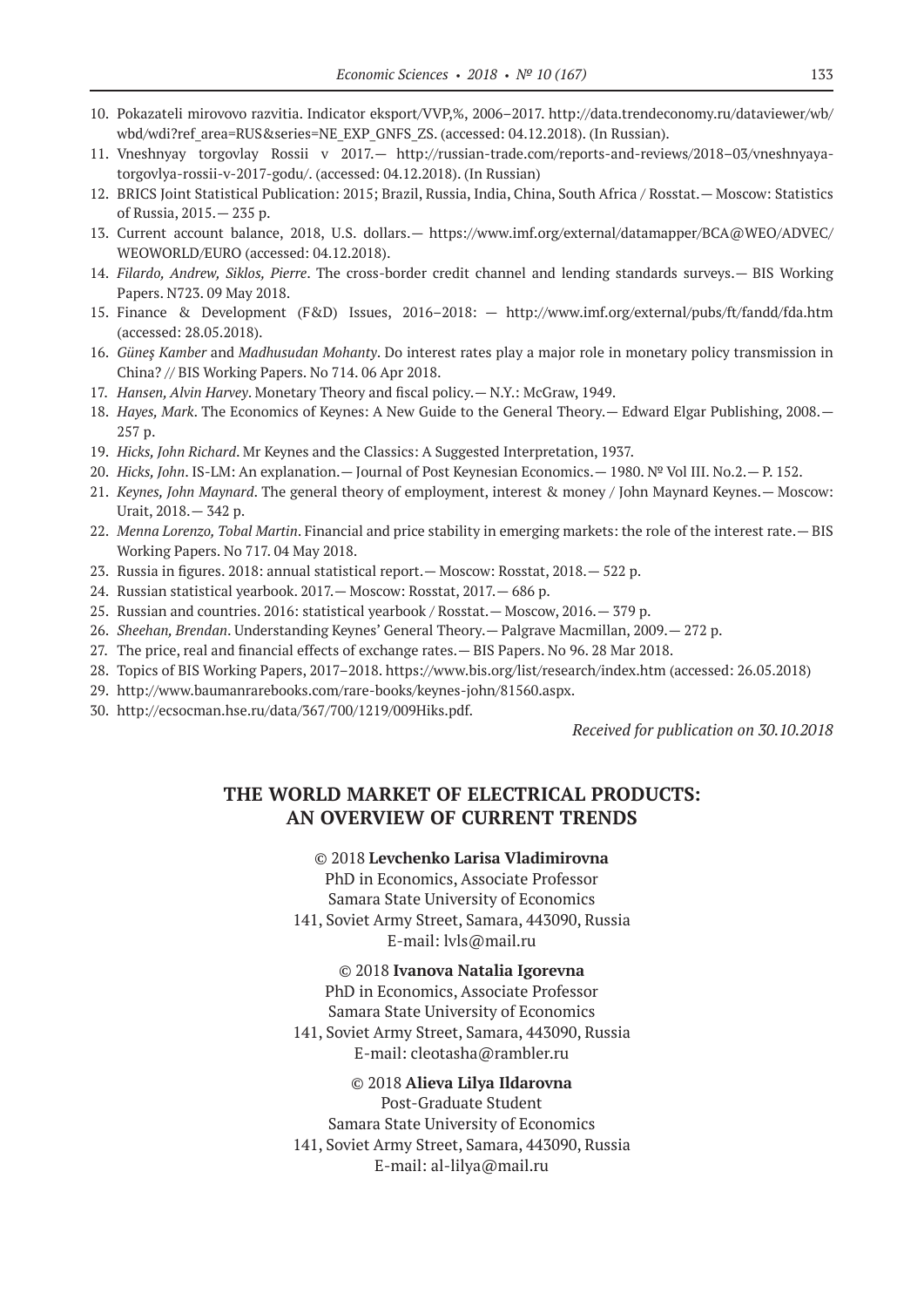10. Pokazateli mirovovo razvitia. Indicator eksport/VVP,%, 2006–2017. http://data.trendeconomy.ru/dataviewer/wb/wbd/wdi?ref_area=RUS&series=NE_EXP_GNFS_ZS. (accessed: 04.12.2018). (In Russian).
11. Vneshnyay torgovlay Rossii v 2017.— http://russian-trade.com/reports-and-reviews/2018–03/vneshnyaya-torgovlya-rossii-v-2017-godu/. (accessed: 04.12.2018). (In Russian)
12. BRICS Joint Statistical Publication: 2015; Brazil, Russia, India, China, South Africa / Rosstat.— Moscow: Statistics of Russia, 2015.— 235 p.
13. Current account balance, 2018, U.S. dollars.— https://www.imf.org/external/datamapper/BCA@WEO/ADVEC/WEOWORLD/EURO (accessed: 04.12.2018).
14. *Filardo, Andrew, Siklos, Pierre*. The cross-border credit channel and lending standards surveys.— BIS Working Papers. N723. 09 May 2018.
15. Finance & Development (F&D) Issues, 2016–2018: — http://www.imf.org/external/pubs/ft/fandd/fda.htm (accessed: 28.05.2018).
16. *Güneş Kamber* and *Madhusudan Mohanty*. Do interest rates play a major role in monetary policy transmission in China? // BIS Working Papers. No 714. 06 Apr 2018.
17. *Hansen, Alvin Harvey*. Monetary Theory and fiscal policy.— N.Y.: McGraw, 1949.
18. *Hayes, Mark*. The Economics of Keynes: A New Guide to the General Theory.— Edward Elgar Publishing, 2008.— 257 p.
19. *Hicks, John Richard*. Mr Keynes and the Classics: A Suggested Interpretation, 1937.
20. *Hicks, John*. IS-LM: An explanation.— Journal of Post Keynesian Economics.— 1980. № Vol III. No.2.— P. 152.
21. *Keynes, John Maynard*. The general theory of employment, interest & money / John Maynard Keynes.— Moscow: Urait, 2018.— 342 p.
22. *Menna Lorenzo, Tobal Martin*. Financial and price stability in emerging markets: the role of the interest rate.— BIS Working Papers. No 717. 04 May 2018.
23. Russia in figures. 2018: annual statistical report.— Moscow: Rosstat, 2018.— 522 p.
24. Russian statistical yearbook. 2017.— Moscow: Rosstat, 2017.— 686 p.
25. Russian and countries. 2016: statistical yearbook / Rosstat.— Moscow, 2016.— 379 p.
26. *Sheehan, Brendan*. Understanding Keynes' General Theory.— Palgrave Macmillan, 2009.— 272 p.
27. The price, real and financial effects of exchange rates.— BIS Papers. No 96. 28 Mar 2018.
28. Topics of BIS Working Papers, 2017–2018. https://www.bis.org/list/research/index.htm (accessed: 26.05.2018)
29. http://www.baumanrarebooks.com/rare-books/keynes-john/81560.aspx.
30. http://ecsocman.hse.ru/data/367/700/1219/009Hiks.pdf.

*Received for publication on 30.10.2018*

## THE WORLD MARKET OF ELECTRICAL PRODUCTS: AN OVERVIEW OF CURRENT TRENDS

© 2018 **Levchenko Larisa Vladimirovna**
PhD in Economics, Associate Professor
Samara State University of Economics
141, Soviet Army Street, Samara, 443090, Russia
E-mail: lvls@mail.ru

© 2018 **Ivanova Natalia Igorevna**
PhD in Economics, Associate Professor
Samara State University of Economics
141, Soviet Army Street, Samara, 443090, Russia
E-mail: cleotasha@rambler.ru

© 2018 **Alieva Lilya Ildarovna**
Post-Graduate Student
Samara State University of Economics
141, Soviet Army Street, Samara, 443090, Russia
E-mail: al-lilya@mail.ru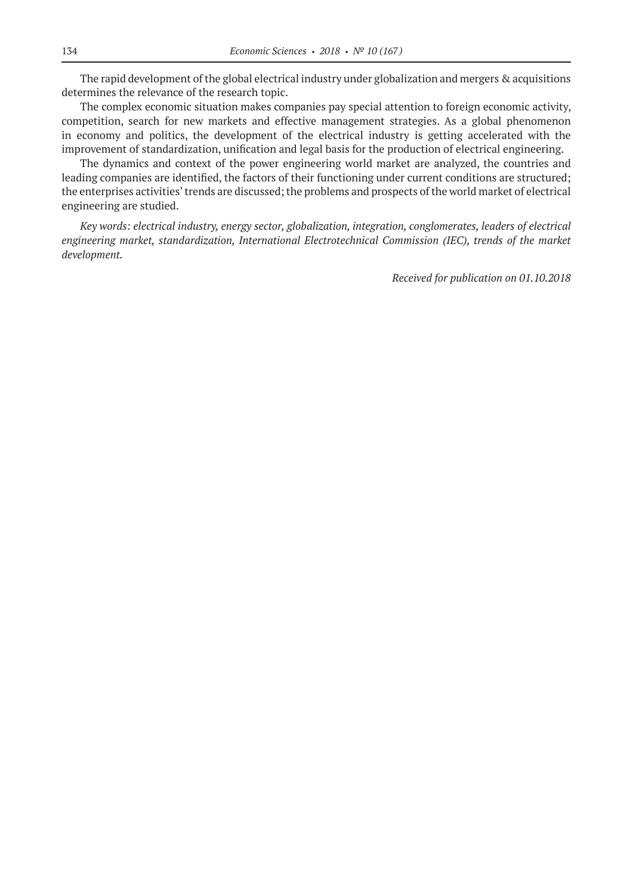The rapid development of the global electrical industry under globalization and mergers & acquisitions determines the relevance of the research topic.

The complex economic situation makes companies pay special attention to foreign economic activity, competition, search for new markets and effective management strategies. As a global phenomenon in economy and politics, the development of the electrical industry is getting accelerated with the improvement of standardization, unification and legal basis for the production of electrical engineering.

The dynamics and context of the power engineering world market are analyzed, the countries and leading companies are identified, the factors of their functioning under current conditions are structured; the enterprises activities' trends are discussed; the problems and prospects of the world market of electrical engineering are studied.

*Key words: electrical industry, energy sector, globalization, integration, conglomerates, leaders of electrical engineering market, standardization, International Electrotechnical Commission (IEC), trends of the market development.*

*Received for publication on 01.10.2018*